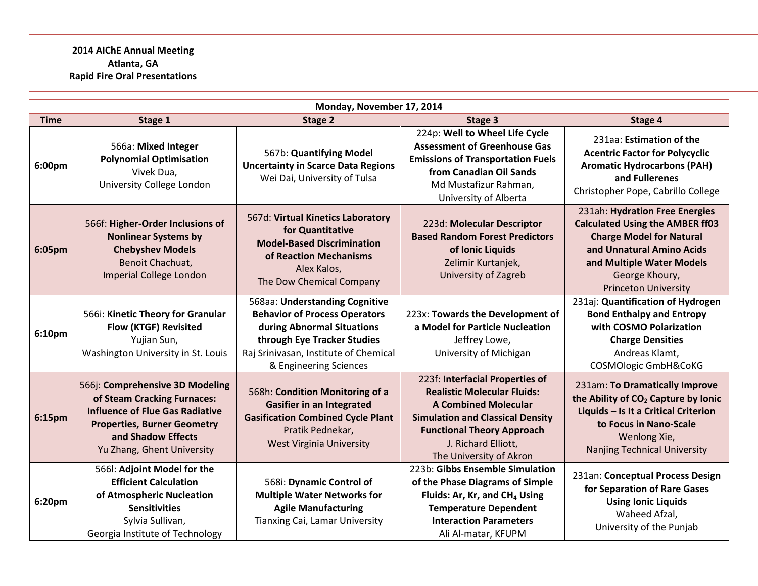**2014 AIChE Annual Meeting**
**Atlanta, GA**
**Rapid Fire Oral Presentations**

| Monday, November 17, 2014 | | | | |
|---|---|---|---|---|
| **Time** | **Stage 1** | **Stage 2** | **Stage 3** | **Stage 4** |
| **6:00pm** | 566a: **Mixed Integer Polynomial Optimisation** Vivek Dua, University College London | 567b: **Quantifying Model Uncertainty in Scarce Data Regions** Wei Dai, University of Tulsa | 224p: **Well to Wheel Life Cycle Assessment of Greenhouse Gas Emissions of Transportation Fuels from Canadian Oil Sands** Md Mustafizur Rahman, University of Alberta | 231aa: **Estimation of the Acentric Factor for Polycyclic Aromatic Hydrocarbons (PAH) and Fullerenes** Christopher Pope, Cabrillo College |
| **6:05pm** | 566f: **Higher-Order Inclusions of Nonlinear Systems by Chebyshev Models** Benoit Chachuat, Imperial College London | 567d: **Virtual Kinetics Laboratory for Quantitative Model-Based Discrimination of Reaction Mechanisms** Alex Kalos, The Dow Chemical Company | 223d: **Molecular Descriptor Based Random Forest Predictors of Ionic Liquids** Zelimir Kurtanjek, University of Zagreb | 231ah: **Hydration Free Energies Calculated Using the AMBER ff03 Charge Model for Natural and Unnatural Amino Acids and Multiple Water Models** George Khoury, Princeton University |
| **6:10pm** | 566i: **Kinetic Theory for Granular Flow (KTGF) Revisited** Yujian Sun, Washington University in St. Louis | 568aa: **Understanding Cognitive Behavior of Process Operators during Abnormal Situations through Eye Tracker Studies** Raj Srinivasan, Institute of Chemical & Engineering Sciences | 223x: **Towards the Development of a Model for Particle Nucleation** Jeffrey Lowe, University of Michigan | 231aj: **Quantification of Hydrogen Bond Enthalpy and Entropy with COSMO Polarization Charge Densities** Andreas Klamt, COSMOlogic GmbH&CoKG |
| **6:15pm** | 566j: **Comprehensive 3D Modeling of Steam Cracking Furnaces: Influence of Flue Gas Radiative Properties, Burner Geometry and Shadow Effects** Yu Zhang, Ghent University | 568h: **Condition Monitoring of a Gasifier in an Integrated Gasification Combined Cycle Plant** Pratik Pednekar, West Virginia University | 223f: **Interfacial Properties of Realistic Molecular Fluids: A Combined Molecular Simulation and Classical Density Functional Theory Approach** J. Richard Elliott, The University of Akron | 231am: **To Dramatically Improve the Ability of $CO_2$ Capture by Ionic Liquids – Is It a Critical Criterion to Focus in Nano-Scale** Wenlong Xie, Nanjing Technical University |
| **6:20pm** | 566l: **Adjoint Model for the Efficient Calculation of Atmospheric Nucleation Sensitivities** Sylvia Sullivan, Georgia Institute of Technology | 568i: **Dynamic Control of Multiple Water Networks for Agile Manufacturing** Tianxing Cai, Lamar University | 223b: **Gibbs Ensemble Simulation of the Phase Diagrams of Simple Fluids: Ar, Kr, and $CH_4$ Using Temperature Dependent Interaction Parameters** Ali Al-matar, KFUPM | 231an: **Conceptual Process Design for Separation of Rare Gases Using Ionic Liquids** Waheed Afzal, University of the Punjab |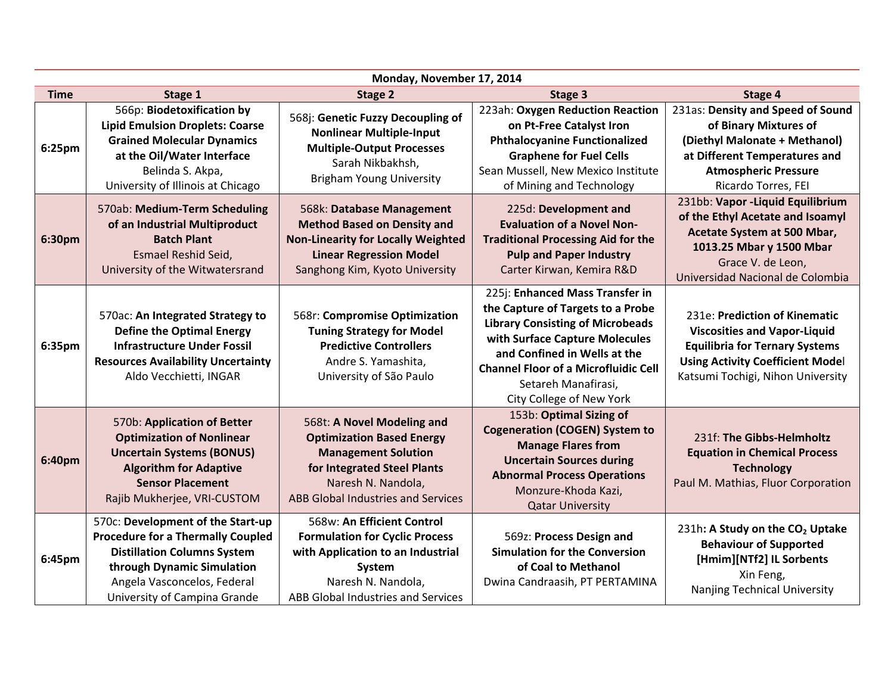| Monday, November 17, 2014 | | | | |
|---|---|---|---|---|
| **Time** | **Stage 1** | **Stage 2** | **Stage 3** | **Stage 4** |
| **6:25pm** | 566p: **Biodetoxification by Lipid Emulsion Droplets: Coarse Grained Molecular Dynamics at the Oil/Water Interface** Belinda S. Akpa, University of Illinois at Chicago | 568j: **Genetic Fuzzy Decoupling of Nonlinear Multiple-Input Multiple-Output Processes** Sarah Nikbakhsh, Brigham Young University | 223ah: **Oxygen Reduction Reaction on Pt-Free Catalyst Iron Phthalocyanine Functionalized Graphene for Fuel Cells** Sean Mussell, New Mexico Institute of Mining and Technology | 231as: **Density and Speed of Sound of Binary Mixtures of (Diethyl Malonate + Methanol) at Different Temperatures and Atmospheric Pressure** Ricardo Torres, FEI |
| **6:30pm** | 570ab: **Medium-Term Scheduling of an Industrial Multiproduct Batch Plant** Esmael Reshid Seid, University of the Witwatersrand | 568k: **Database Management Method Based on Density and Non-Linearity for Locally Weighted Linear Regression Model** Sanghong Kim, Kyoto University | 225d: **Development and Evaluation of a Novel Non-Traditional Processing Aid for the Pulp and Paper Industry** Carter Kirwan, Kemira R&D | 231bb: **Vapor -Liquid Equilibrium of the Ethyl Acetate and Isoamyl Acetate System at 500 Mbar, 1013.25 Mbar y 1500 Mbar** Grace V. de Leon, Universidad Nacional de Colombia |
| **6:35pm** | 570ac: **An Integrated Strategy to Define the Optimal Energy Infrastructure Under Fossil Resources Availability Uncertainty** Aldo Vecchietti, INGAR | 568r: **Compromise Optimization Tuning Strategy for Model Predictive Controllers** Andre S. Yamashita, University of São Paulo | 225j: **Enhanced Mass Transfer in the Capture of Targets to a Probe Library Consisting of Microbeads with Surface Capture Molecules and Confined in Wells at the Channel Floor of a Microfluidic Cell** Setareh Manafirasi, City College of New York | 231e: **Prediction of Kinematic Viscosities and Vapor-Liquid Equilibria for Ternary Systems Using Activity Coefficient Model** Katsumi Tochigi, Nihon University |
| **6:40pm** | 570b: **Application of Better Optimization of Nonlinear Uncertain Systems (BONUS) Algorithm for Adaptive Sensor Placement** Rajib Mukherjee, VRI-CUSTOM | 568t: **A Novel Modeling and Optimization Based Energy Management Solution for Integrated Steel Plants** Naresh N. Nandola, ABB Global Industries and Services | 153b: **Optimal Sizing of Cogeneration (COGEN) System to Manage Flares from Uncertain Sources during Abnormal Process Operations** Monzure-Khoda Kazi, Qatar University | 231f: **The Gibbs-Helmholtz Equation in Chemical Process Technology** Paul M. Mathias, Fluor Corporation |
| **6:45pm** | 570c: **Development of the Start-up Procedure for a Thermally Coupled Distillation Columns System through Dynamic Simulation** Angela Vasconcelos, Federal University of Campina Grande | 568w: **An Efficient Control Formulation for Cyclic Process with Application to an Industrial System** Naresh N. Nandola, ABB Global Industries and Services | 569z: **Process Design and Simulation for the Conversion of Coal to Methanol** Dwina Candraasih, PT PERTAMINA | 231h: **A Study on the $CO_2$ Uptake Behaviour of Supported [Hmim][NTf2] IL Sorbents** Xin Feng, Nanjing Technical University |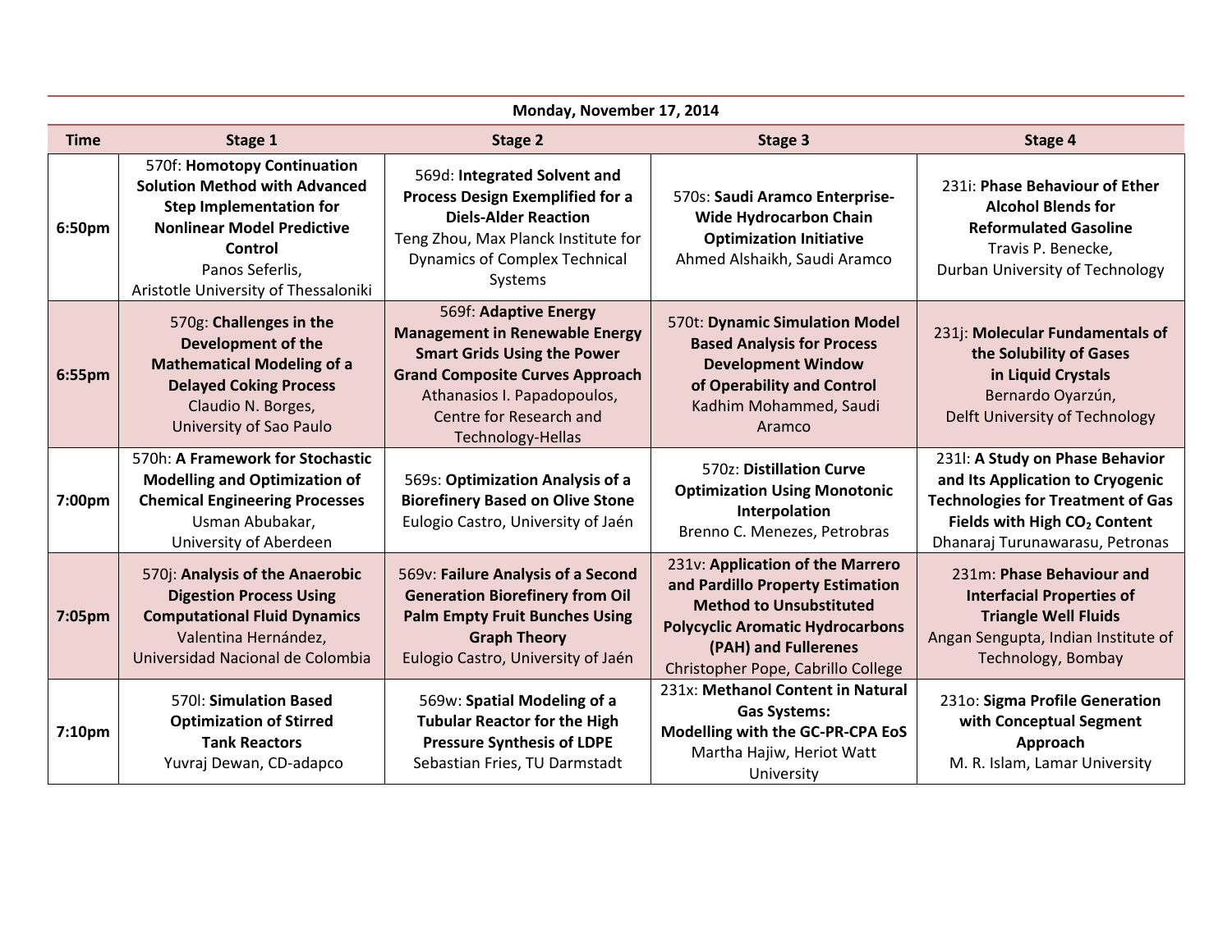**Monday, November 17, 2014**

| Time | Stage 1 | Stage 2 | Stage 3 | Stage 4 |
|---|---|---|---|---|
| **6:50pm** | 570f: **Homotopy Continuation Solution Method with Advanced Step Implementation for Nonlinear Model Predictive Control** Panos Seferlis, Aristotle University of Thessaloniki | 569d: **Integrated Solvent and Process Design Exemplified for a Diels-Alder Reaction** Teng Zhou, Max Planck Institute for Dynamics of Complex Technical Systems | 570s: **Saudi Aramco Enterprise-Wide Hydrocarbon Chain Optimization Initiative** Ahmed Alshaikh, Saudi Aramco | 231i: **Phase Behaviour of Ether Alcohol Blends for Reformulated Gasoline** Travis P. Benecke, Durban University of Technology |
| **6:55pm** | 570g: **Challenges in the Development of the Mathematical Modeling of a Delayed Coking Process** Claudio N. Borges, University of Sao Paulo | 569f: **Adaptive Energy Management in Renewable Energy Smart Grids Using the Power Grand Composite Curves Approach** Athanasios I. Papadopoulos, Centre for Research and Technology-Hellas | 570t: **Dynamic Simulation Model Based Analysis for Process Development Window of Operability and Control** Kadhim Mohammed, Saudi Aramco | 231j: **Molecular Fundamentals of the Solubility of Gases in Liquid Crystals** Bernardo Oyarzún, Delft University of Technology |
| **7:00pm** | 570h: **A Framework for Stochastic Modelling and Optimization of Chemical Engineering Processes** Usman Abubakar, University of Aberdeen | 569s: **Optimization Analysis of a Biorefinery Based on Olive Stone** Eulogio Castro, University of Jaén | 570z: **Distillation Curve Optimization Using Monotonic Interpolation** Brenno C. Menezes, Petrobras | 231l: **A Study on Phase Behavior and Its Application to Cryogenic Technologies for Treatment of Gas Fields with High $CO_2$ Content** Dhanaraj Turunawarasu, Petronas |
| **7:05pm** | 570j: **Analysis of the Anaerobic Digestion Process Using Computational Fluid Dynamics** Valentina Hernández, Universidad Nacional de Colombia | 569v: **Failure Analysis of a Second Generation Biorefinery from Oil Palm Empty Fruit Bunches Using Graph Theory** Eulogio Castro, University of Jaén | 231v: **Application of the Marrero and Pardillo Property Estimation Method to Unsubstituted Polycyclic Aromatic Hydrocarbons (PAH) and Fullerenes** Christopher Pope, Cabrillo College | 231m: **Phase Behaviour and Interfacial Properties of Triangle Well Fluids** Angan Sengupta, Indian Institute of Technology, Bombay |
| **7:10pm** | 570l: **Simulation Based Optimization of Stirred Tank Reactors** Yuvraj Dewan, CD-adapco | 569w: **Spatial Modeling of a Tubular Reactor for the High Pressure Synthesis of LDPE** Sebastian Fries, TU Darmstadt | 231x: **Methanol Content in Natural Gas Systems: Modelling with the GC-PR-CPA EoS** Martha Hajiw, Heriot Watt University | 231o: **Sigma Profile Generation with Conceptual Segment Approach** M. R. Islam, Lamar University |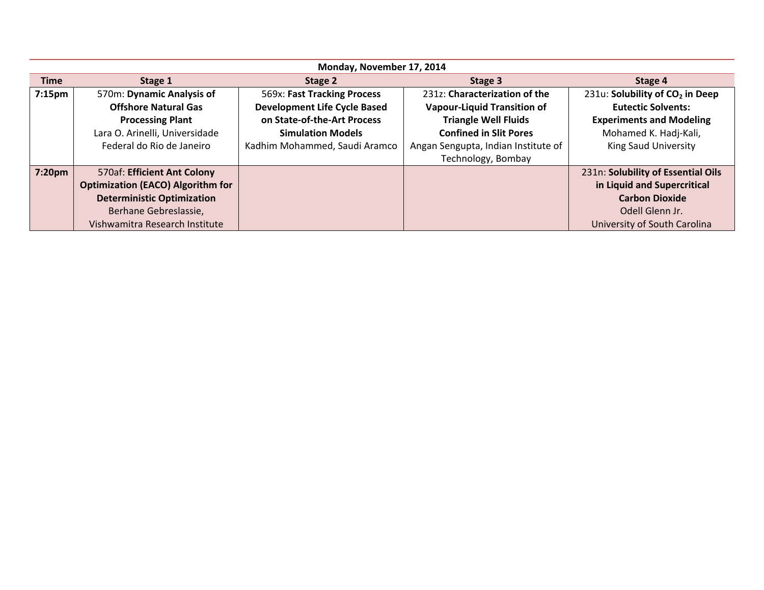| Monday, November 17, 2014 | | | | |
|---|---|---|---|---|
| **Time** | **Stage 1** | **Stage 2** | **Stage 3** | **Stage 4** |
| **7:15pm** | 570m: **Dynamic Analysis of Offshore Natural Gas Processing Plant** Lara O. Arinelli, Universidade Federal do Rio de Janeiro | 569x: **Fast Tracking Process Development Life Cycle Based on State-of-the-Art Process Simulation Models** Kadhim Mohammed, Saudi Aramco | 231z: **Characterization of the Vapour-Liquid Transition of Triangle Well Fluids Confined in Slit Pores** Angan Sengupta, Indian Institute of Technology, Bombay | 231u: **Solubility of $CO_2$ in Deep Eutectic Solvents: Experiments and Modeling** Mohamed K. Hadj-Kali, King Saud University |
| **7:20pm** | 570af: **Efficient Ant Colony Optimization (EACO) Algorithm for Deterministic Optimization** Berhane Gebreslassie, Vishwamitra Research Institute | | | 231n: **Solubility of Essential Oils in Liquid and Supercritical Carbon Dioxide** Odell Glenn Jr. University of South Carolina |